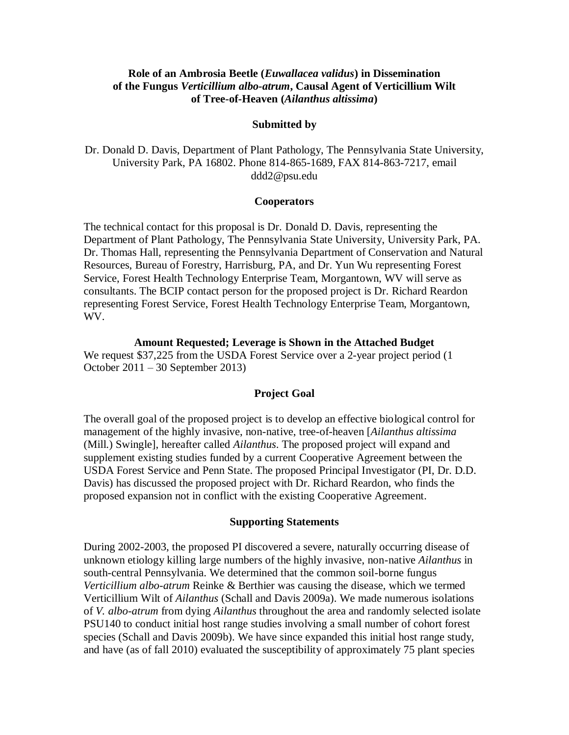# Role of an Ambrosia Beetle (*Euwallacea validus*) in Dissemination of the Fungus *Verticillium albo-atrum*, Causal Agent of Verticillium Wilt of Tree-of-Heaven (*Ailanthus altissima*)

## Submitted by

Dr. Donald D. Davis, Department of Plant Pathology, The Pennsylvania State University, University Park, PA 16802. Phone 814-865-1689, FAX 814-863-7217, email ddd2@psu.edu

## Cooperators

The technical contact for this proposal is Dr. Donald D. Davis, representing the Department of Plant Pathology, The Pennsylvania State University, University Park, PA. Dr. Thomas Hall, representing the Pennsylvania Department of Conservation and Natural Resources, Bureau of Forestry, Harrisburg, PA, and Dr. Yun Wu representing Forest Service, Forest Health Technology Enterprise Team, Morgantown, WV will serve as consultants. The BCIP contact person for the proposed project is Dr. Richard Reardon representing Forest Service, Forest Health Technology Enterprise Team, Morgantown, WV.

## Amount Requested; Leverage is Shown in the Attached Budget

We request $37,225 from the USDA Forest Service over a 2-year project period (1 October 2011 – 30 September 2013)

## Project Goal

The overall goal of the proposed project is to develop an effective biological control for management of the highly invasive, non-native, tree-of-heaven [*Ailanthus altissima* (Mill.) Swingle], hereafter called *Ailanthus*. The proposed project will expand and supplement existing studies funded by a current Cooperative Agreement between the USDA Forest Service and Penn State. The proposed Principal Investigator (PI, Dr. D.D. Davis) has discussed the proposed project with Dr. Richard Reardon, who finds the proposed expansion not in conflict with the existing Cooperative Agreement.

## Supporting Statements

During 2002-2003, the proposed PI discovered a severe, naturally occurring disease of unknown etiology killing large numbers of the highly invasive, non-native *Ailanthus* in south-central Pennsylvania. We determined that the common soil-borne fungus *Verticillium albo-atrum* Reinke & Berthier was causing the disease, which we termed Verticillium Wilt of *Ailanthus* (Schall and Davis 2009a). We made numerous isolations of *V. albo-atrum* from dying *Ailanthus* throughout the area and randomly selected isolate PSU140 to conduct initial host range studies involving a small number of cohort forest species (Schall and Davis 2009b). We have since expanded this initial host range study, and have (as of fall 2010) evaluated the susceptibility of approximately 75 plant species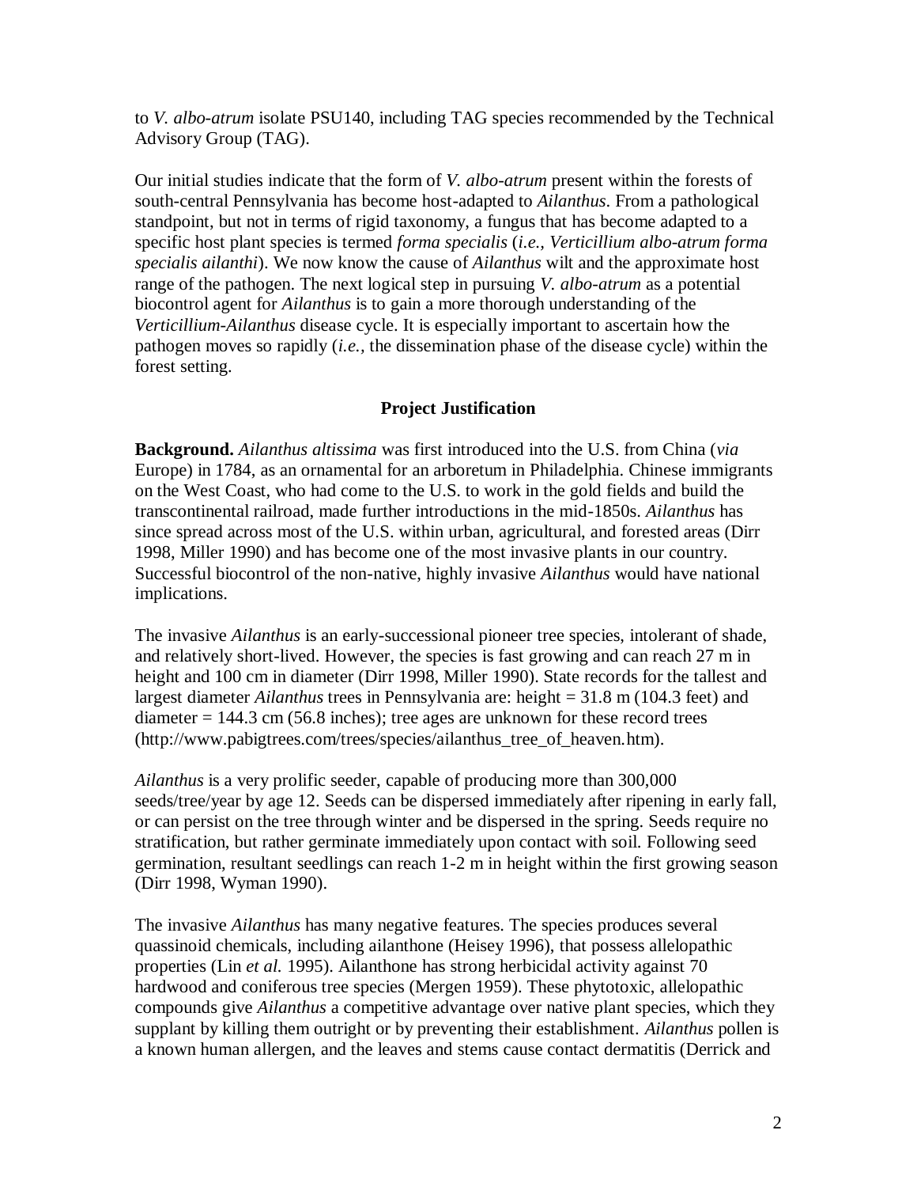to *V. albo-atrum* isolate PSU140, including TAG species recommended by the Technical Advisory Group (TAG).

Our initial studies indicate that the form of *V. albo-atrum* present within the forests of south-central Pennsylvania has become host-adapted to *Ailanthus*. From a pathological standpoint, but not in terms of rigid taxonomy, a fungus that has become adapted to a specific host plant species is termed *forma specialis* (*i.e., Verticillium albo-atrum forma specialis ailanthi*). We now know the cause of *Ailanthus* wilt and the approximate host range of the pathogen. The next logical step in pursuing *V. albo-atrum* as a potential biocontrol agent for *Ailanthus* is to gain a more thorough understanding of the *Verticillium-Ailanthus* disease cycle. It is especially important to ascertain how the pathogen moves so rapidly (*i.e.*, the dissemination phase of the disease cycle) within the forest setting.

## Project Justification

**Background.** *Ailanthus altissima* was first introduced into the U.S. from China (*via* Europe) in 1784, as an ornamental for an arboretum in Philadelphia. Chinese immigrants on the West Coast, who had come to the U.S. to work in the gold fields and build the transcontinental railroad, made further introductions in the mid-1850s. *Ailanthus* has since spread across most of the U.S. within urban, agricultural, and forested areas (Dirr 1998, Miller 1990) and has become one of the most invasive plants in our country. Successful biocontrol of the non-native, highly invasive *Ailanthus* would have national implications.

The invasive *Ailanthus* is an early-successional pioneer tree species, intolerant of shade, and relatively short-lived. However, the species is fast growing and can reach 27 m in height and 100 cm in diameter (Dirr 1998, Miller 1990). State records for the tallest and largest diameter *Ailanthus* trees in Pennsylvania are: height = 31.8 m (104.3 feet) and diameter = 144.3 cm (56.8 inches); tree ages are unknown for these record trees (http://www.pabigtrees.com/trees/species/ailanthus_tree_of_heaven.htm).

*Ailanthus* is a very prolific seeder, capable of producing more than 300,000 seeds/tree/year by age 12. Seeds can be dispersed immediately after ripening in early fall, or can persist on the tree through winter and be dispersed in the spring. Seeds require no stratification, but rather germinate immediately upon contact with soil. Following seed germination, resultant seedlings can reach 1-2 m in height within the first growing season (Dirr 1998, Wyman 1990).

The invasive *Ailanthus* has many negative features. The species produces several quassinoid chemicals, including ailanthone (Heisey 1996), that possess allelopathic properties (Lin *et al.* 1995). Ailanthone has strong herbicidal activity against 70 hardwood and coniferous tree species (Mergen 1959). These phytotoxic, allelopathic compounds give *Ailanthus* a competitive advantage over native plant species, which they supplant by killing them outright or by preventing their establishment. *Ailanthus* pollen is a known human allergen, and the leaves and stems cause contact dermatitis (Derrick and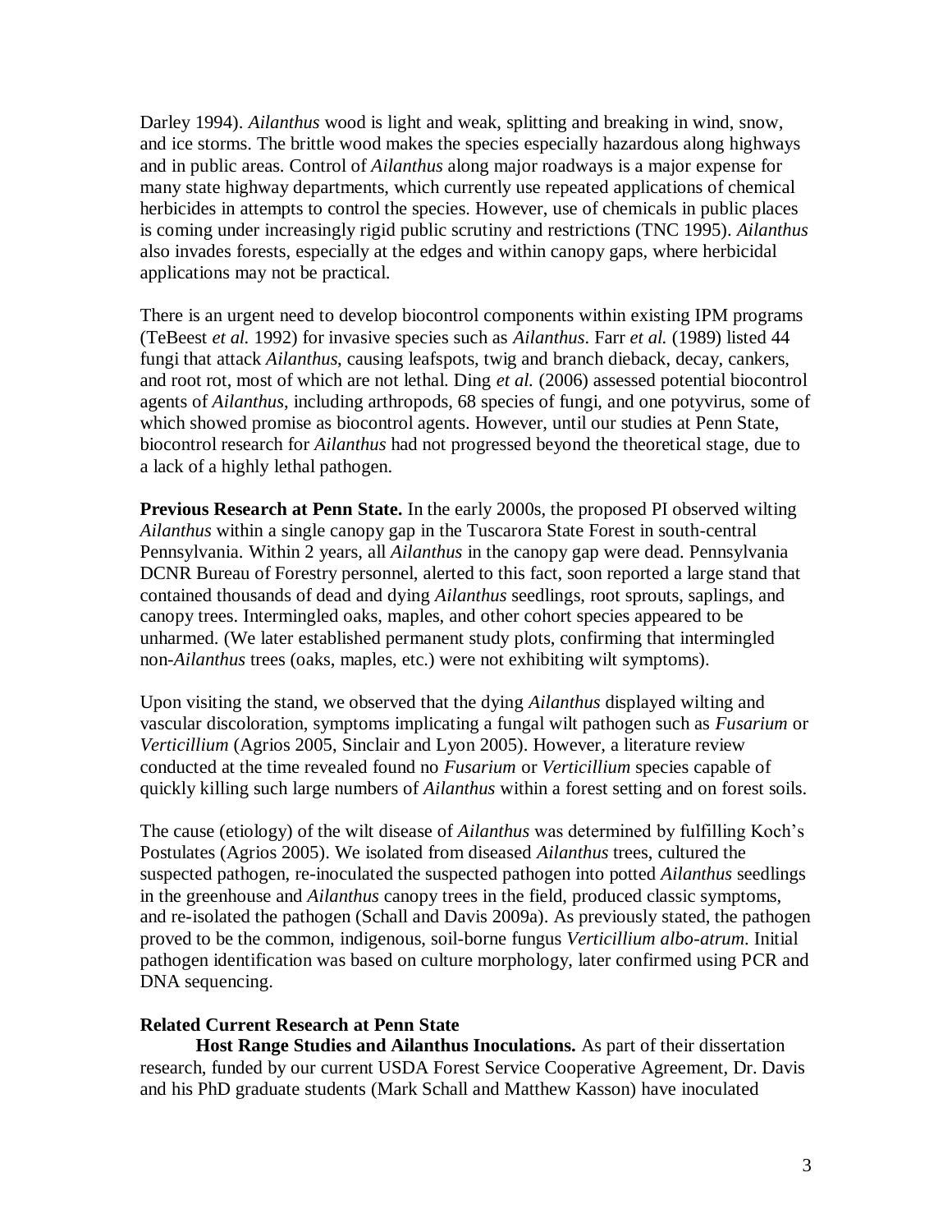Darley 1994). *Ailanthus* wood is light and weak, splitting and breaking in wind, snow, and ice storms. The brittle wood makes the species especially hazardous along highways and in public areas. Control of *Ailanthus* along major roadways is a major expense for many state highway departments, which currently use repeated applications of chemical herbicides in attempts to control the species. However, use of chemicals in public places is coming under increasingly rigid public scrutiny and restrictions (TNC 1995). *Ailanthus* also invades forests, especially at the edges and within canopy gaps, where herbicidal applications may not be practical.

There is an urgent need to develop biocontrol components within existing IPM programs (TeBeest *et al.* 1992) for invasive species such as *Ailanthus*. Farr *et al.* (1989) listed 44 fungi that attack *Ailanthus*, causing leafspots, twig and branch dieback, decay, cankers, and root rot, most of which are not lethal. Ding *et al.* (2006) assessed potential biocontrol agents of *Ailanthus*, including arthropods, 68 species of fungi, and one potyvirus, some of which showed promise as biocontrol agents. However, until our studies at Penn State, biocontrol research for *Ailanthus* had not progressed beyond the theoretical stage, due to a lack of a highly lethal pathogen.

**Previous Research at Penn State.** In the early 2000s, the proposed PI observed wilting *Ailanthus* within a single canopy gap in the Tuscarora State Forest in south-central Pennsylvania. Within 2 years, all *Ailanthus* in the canopy gap were dead. Pennsylvania DCNR Bureau of Forestry personnel, alerted to this fact, soon reported a large stand that contained thousands of dead and dying *Ailanthus* seedlings, root sprouts, saplings, and canopy trees. Intermingled oaks, maples, and other cohort species appeared to be unharmed. (We later established permanent study plots, confirming that intermingled non-*Ailanthus* trees (oaks, maples, etc.) were not exhibiting wilt symptoms).

Upon visiting the stand, we observed that the dying *Ailanthus* displayed wilting and vascular discoloration, symptoms implicating a fungal wilt pathogen such as *Fusarium* or *Verticillium* (Agrios 2005, Sinclair and Lyon 2005). However, a literature review conducted at the time revealed found no *Fusarium* or *Verticillium* species capable of quickly killing such large numbers of *Ailanthus* within a forest setting and on forest soils.

The cause (etiology) of the wilt disease of *Ailanthus* was determined by fulfilling Koch's Postulates (Agrios 2005). We isolated from diseased *Ailanthus* trees, cultured the suspected pathogen, re-inoculated the suspected pathogen into potted *Ailanthus* seedlings in the greenhouse and *Ailanthus* canopy trees in the field, produced classic symptoms, and re-isolated the pathogen (Schall and Davis 2009a). As previously stated, the pathogen proved to be the common, indigenous, soil-borne fungus *Verticillium albo-atrum*. Initial pathogen identification was based on culture morphology, later confirmed using PCR and DNA sequencing.

**Related Current Research at Penn State**

**Host Range Studies and Ailanthus Inoculations.** As part of their dissertation research, funded by our current USDA Forest Service Cooperative Agreement, Dr. Davis and his PhD graduate students (Mark Schall and Matthew Kasson) have inoculated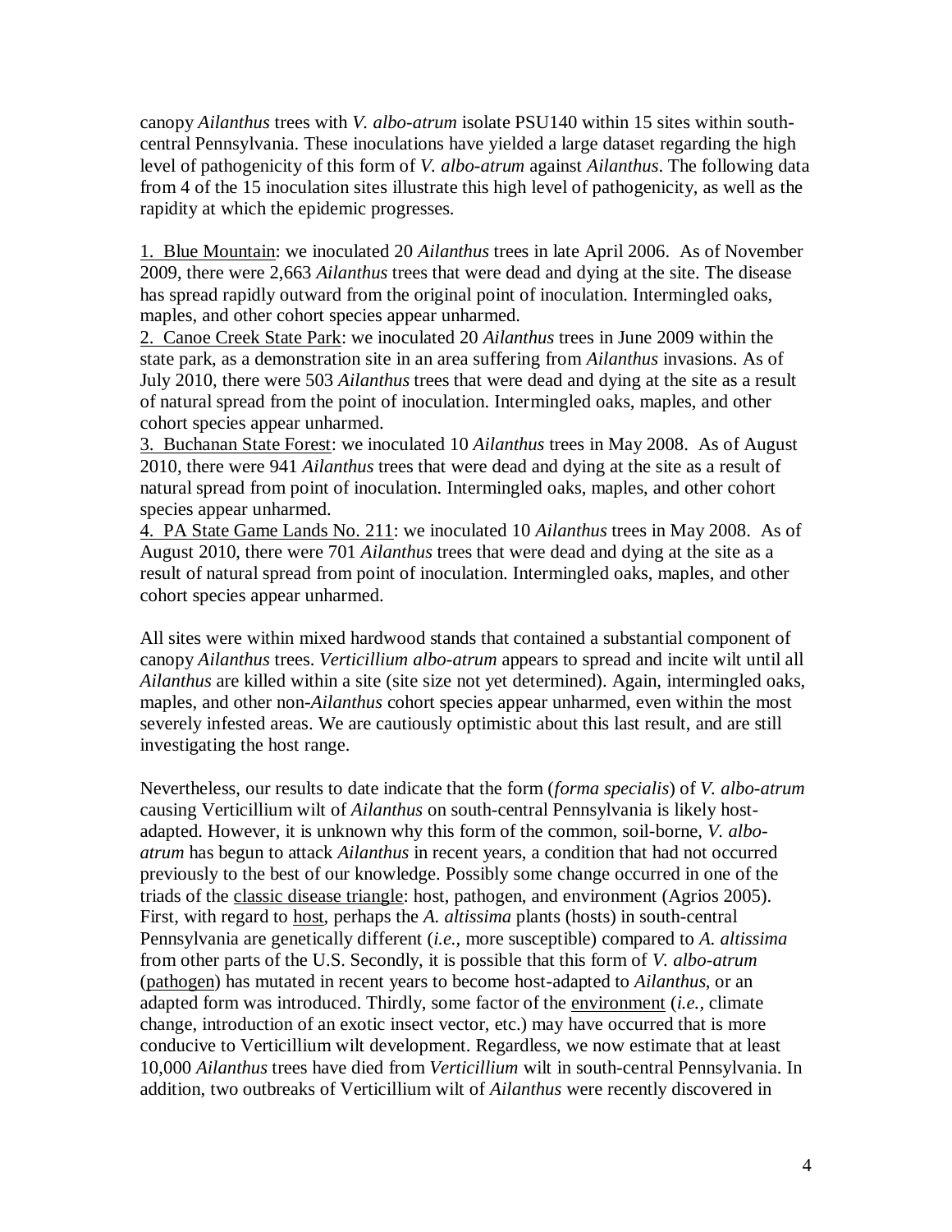canopy *Ailanthus* trees with *V. albo-atrum* isolate PSU140 within 15 sites within south-central Pennsylvania. These inoculations have yielded a large dataset regarding the high level of pathogenicity of this form of *V. albo-atrum* against *Ailanthus*. The following data from 4 of the 15 inoculation sites illustrate this high level of pathogenicity, as well as the rapidity at which the epidemic progresses.

1. <u>Blue Mountain</u>: we inoculated 20 *Ailanthus* trees in late April 2006. As of November 2009, there were 2,663 *Ailanthus* trees that were dead and dying at the site. The disease has spread rapidly outward from the original point of inoculation. Intermingled oaks, maples, and other cohort species appear unharmed.
2. <u>Canoe Creek State Park</u>: we inoculated 20 *Ailanthus* trees in June 2009 within the state park, as a demonstration site in an area suffering from *Ailanthus* invasions. As of July 2010, there were 503 *Ailanthus* trees that were dead and dying at the site as a result of natural spread from the point of inoculation. Intermingled oaks, maples, and other cohort species appear unharmed.
3. <u>Buchanan State Forest</u>: we inoculated 10 *Ailanthus* trees in May 2008. As of August 2010, there were 941 *Ailanthus* trees that were dead and dying at the site as a result of natural spread from point of inoculation. Intermingled oaks, maples, and other cohort species appear unharmed.
4. <u>PA State Game Lands No. 211</u>: we inoculated 10 *Ailanthus* trees in May 2008. As of August 2010, there were 701 *Ailanthus* trees that were dead and dying at the site as a result of natural spread from point of inoculation. Intermingled oaks, maples, and other cohort species appear unharmed.

All sites were within mixed hardwood stands that contained a substantial component of canopy *Ailanthus* trees. *Verticillium albo-atrum* appears to spread and incite wilt until all *Ailanthus* are killed within a site (site size not yet determined). Again, intermingled oaks, maples, and other non-*Ailanthus* cohort species appear unharmed, even within the most severely infested areas. We are cautiously optimistic about this last result, and are still investigating the host range.

Nevertheless, our results to date indicate that the form (*forma specialis*) of *V. albo-atrum* causing Verticillium wilt of *Ailanthus* on south-central Pennsylvania is likely host-adapted. However, it is unknown why this form of the common, soil-borne, *V. albo-atrum* has begun to attack *Ailanthus* in recent years, a condition that had not occurred previously to the best of our knowledge. Possibly some change occurred in one of the triads of the <u>classic disease triangle</u>: host, pathogen, and environment (Agrios 2005). First, with regard to <u>host</u>, perhaps the *A. altissima* plants (hosts) in south-central Pennsylvania are genetically different (*i.e.,* more susceptible) compared to *A. altissima* from other parts of the U.S. Secondly, it is possible that this form of *V. albo-atrum* (<u>pathogen</u>) has mutated in recent years to become host-adapted to *Ailanthus*, or an adapted form was introduced. Thirdly, some factor of the <u>environment</u> (*i.e.,* climate change, introduction of an exotic insect vector, etc.) may have occurred that is more conducive to Verticillium wilt development. Regardless, we now estimate that at least 10,000 *Ailanthus* trees have died from *Verticillium* wilt in south-central Pennsylvania. In addition, two outbreaks of Verticillium wilt of *Ailanthus* were recently discovered in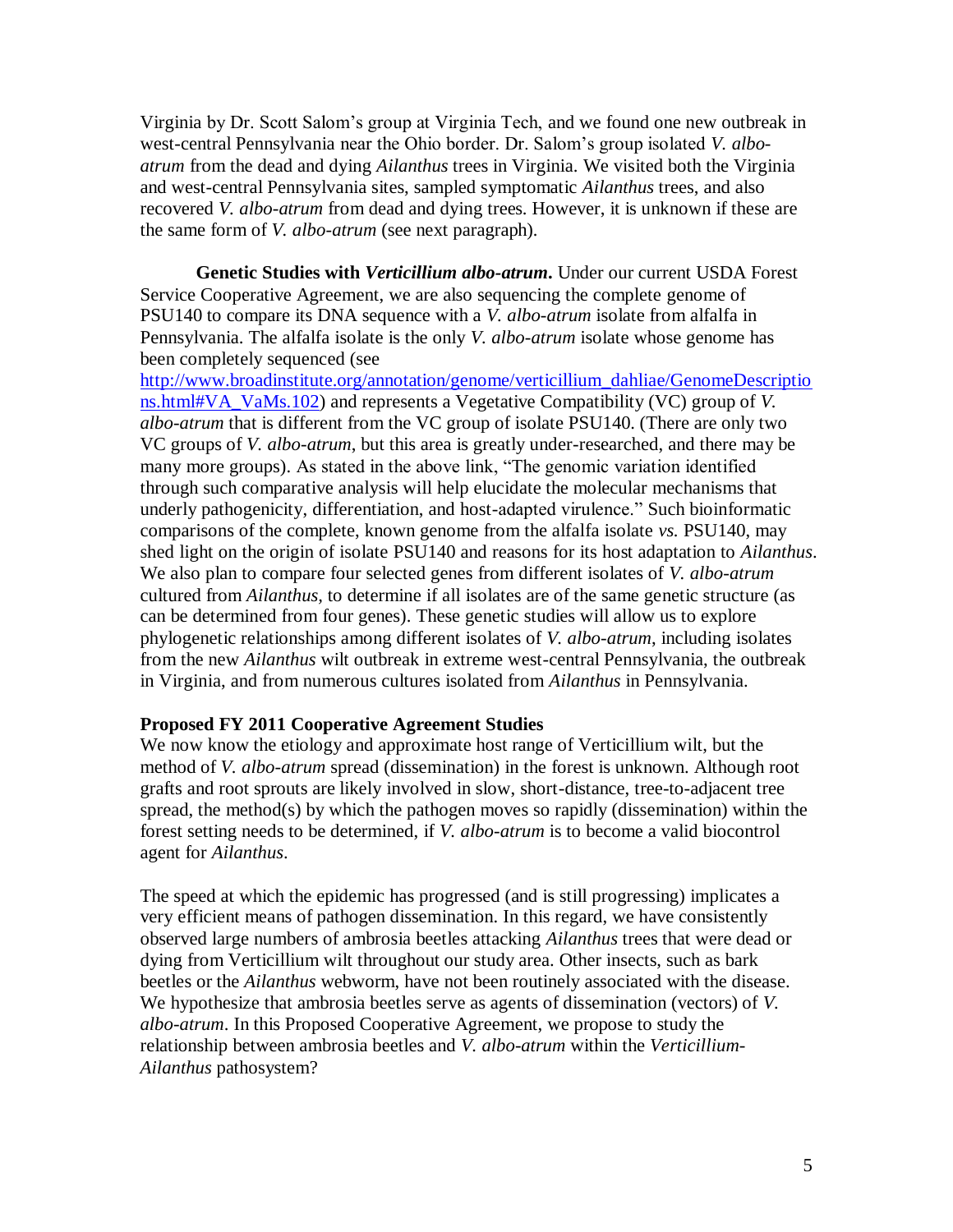Virginia by Dr. Scott Salom's group at Virginia Tech, and we found one new outbreak in west-central Pennsylvania near the Ohio border. Dr. Salom's group isolated *V. albo-atrum* from the dead and dying *Ailanthus* trees in Virginia. We visited both the Virginia and west-central Pennsylvania sites, sampled symptomatic *Ailanthus* trees, and also recovered *V. albo-atrum* from dead and dying trees. However, it is unknown if these are the same form of *V. albo-atrum* (see next paragraph).

**Genetic Studies with *Verticillium albo-atrum*.** Under our current USDA Forest Service Cooperative Agreement, we are also sequencing the complete genome of PSU140 to compare its DNA sequence with a *V. albo-atrum* isolate from alfalfa in Pennsylvania. The alfalfa isolate is the only *V. albo-atrum* isolate whose genome has been completely sequenced (see http://www.broadinstitute.org/annotation/genome/verticillium_dahliae/GenomeDescriptions.html#VA_VaMs.102) and represents a Vegetative Compatibility (VC) group of *V. albo-atrum* that is different from the VC group of isolate PSU140. (There are only two VC groups of *V. albo-atrum*, but this area is greatly under-researched, and there may be many more groups). As stated in the above link, "The genomic variation identified through such comparative analysis will help elucidate the molecular mechanisms that underly pathogenicity, differentiation, and host-adapted virulence." Such bioinformatic comparisons of the complete, known genome from the alfalfa isolate *vs.* PSU140, may shed light on the origin of isolate PSU140 and reasons for its host adaptation to *Ailanthus*. We also plan to compare four selected genes from different isolates of *V. albo-atrum* cultured from *Ailanthus*, to determine if all isolates are of the same genetic structure (as can be determined from four genes). These genetic studies will allow us to explore phylogenetic relationships among different isolates of *V. albo-atrum*, including isolates from the new *Ailanthus* wilt outbreak in extreme west-central Pennsylvania, the outbreak in Virginia, and from numerous cultures isolated from *Ailanthus* in Pennsylvania.

**Proposed FY 2011 Cooperative Agreement Studies**

We now know the etiology and approximate host range of Verticillium wilt, but the method of *V. albo-atrum* spread (dissemination) in the forest is unknown. Although root grafts and root sprouts are likely involved in slow, short-distance, tree-to-adjacent tree spread, the method(s) by which the pathogen moves so rapidly (dissemination) within the forest setting needs to be determined, if *V. albo-atrum* is to become a valid biocontrol agent for *Ailanthus*.

The speed at which the epidemic has progressed (and is still progressing) implicates a very efficient means of pathogen dissemination. In this regard, we have consistently observed large numbers of ambrosia beetles attacking *Ailanthus* trees that were dead or dying from Verticillium wilt throughout our study area. Other insects, such as bark beetles or the *Ailanthus* webworm, have not been routinely associated with the disease. We hypothesize that ambrosia beetles serve as agents of dissemination (vectors) of *V. albo-atrum*. In this Proposed Cooperative Agreement, we propose to study the relationship between ambrosia beetles and *V. albo-atrum* within the *Verticillium-Ailanthus* pathosystem?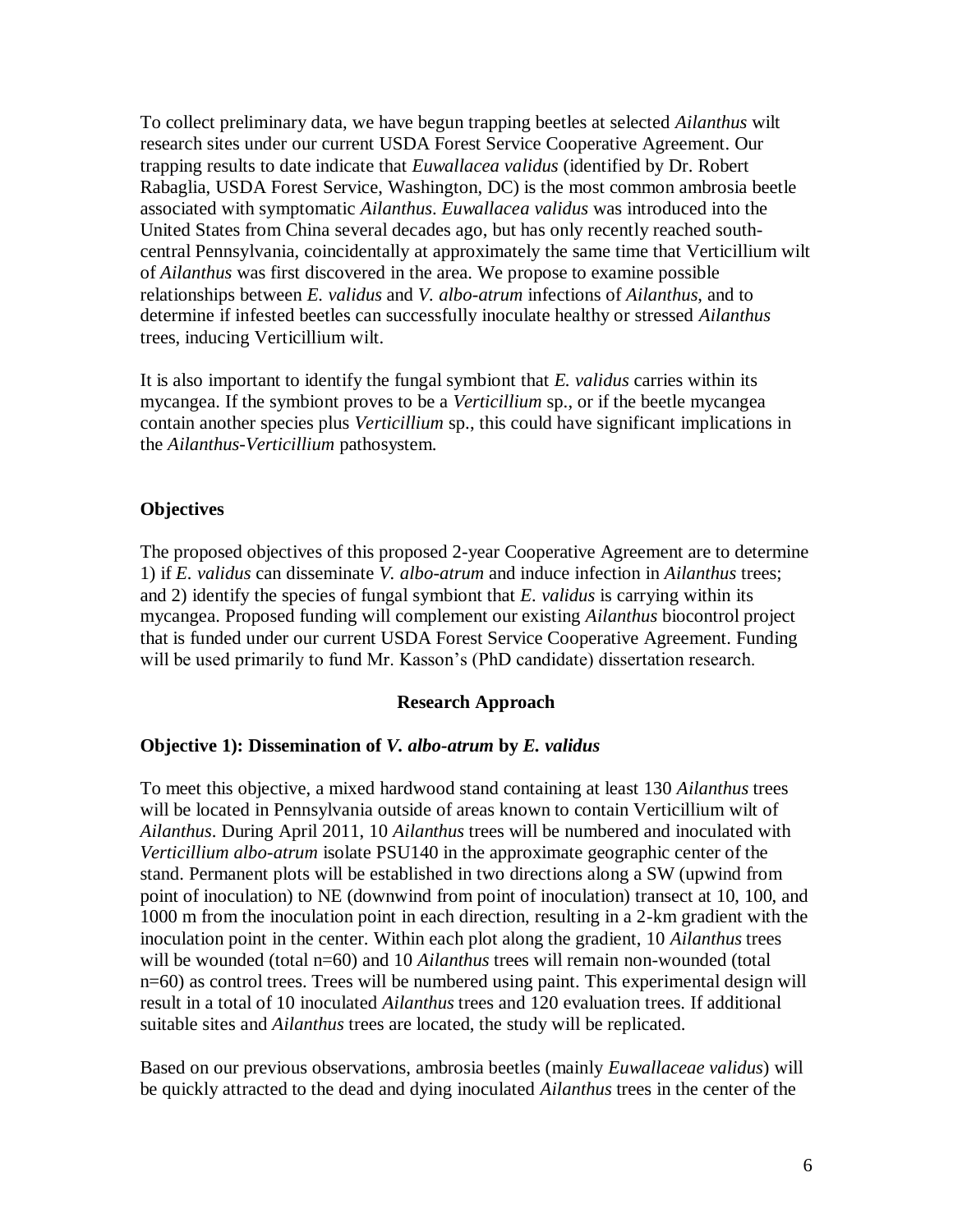To collect preliminary data, we have begun trapping beetles at selected *Ailanthus* wilt research sites under our current USDA Forest Service Cooperative Agreement. Our trapping results to date indicate that *Euwallacea validus* (identified by Dr. Robert Rabaglia, USDA Forest Service, Washington, DC) is the most common ambrosia beetle associated with symptomatic *Ailanthus*. *Euwallacea validus* was introduced into the United States from China several decades ago, but has only recently reached south-central Pennsylvania, coincidentally at approximately the same time that Verticillium wilt of *Ailanthus* was first discovered in the area. We propose to examine possible relationships between *E. validus* and *V. albo-atrum* infections of *Ailanthus*, and to determine if infested beetles can successfully inoculate healthy or stressed *Ailanthus* trees, inducing Verticillium wilt.

It is also important to identify the fungal symbiont that *E. validus* carries within its mycangea. If the symbiont proves to be a *Verticillium* sp., or if the beetle mycangea contain another species plus *Verticillium* sp., this could have significant implications in the *Ailanthus-Verticillium* pathosystem.

## Objectives

The proposed objectives of this proposed 2-year Cooperative Agreement are to determine 1) if *E. validus* can disseminate *V. albo-atrum* and induce infection in *Ailanthus* trees; and 2) identify the species of fungal symbiont that *E. validus* is carrying within its mycangea. Proposed funding will complement our existing *Ailanthus* biocontrol project that is funded under our current USDA Forest Service Cooperative Agreement. Funding will be used primarily to fund Mr. Kasson's (PhD candidate) dissertation research.

## Research Approach

### Objective 1): Dissemination of *V. albo-atrum* by *E. validus*

To meet this objective, a mixed hardwood stand containing at least 130 *Ailanthus* trees will be located in Pennsylvania outside of areas known to contain Verticillium wilt of *Ailanthus*. During April 2011, 10 *Ailanthus* trees will be numbered and inoculated with *Verticillium albo-atrum* isolate PSU140 in the approximate geographic center of the stand. Permanent plots will be established in two directions along a SW (upwind from point of inoculation) to NE (downwind from point of inoculation) transect at 10, 100, and 1000 m from the inoculation point in each direction, resulting in a 2-km gradient with the inoculation point in the center. Within each plot along the gradient, 10 *Ailanthus* trees will be wounded (total n=60) and 10 *Ailanthus* trees will remain non-wounded (total n=60) as control trees. Trees will be numbered using paint. This experimental design will result in a total of 10 inoculated *Ailanthus* trees and 120 evaluation trees. If additional suitable sites and *Ailanthus* trees are located, the study will be replicated.

Based on our previous observations, ambrosia beetles (mainly *Euwallaceae validus*) will be quickly attracted to the dead and dying inoculated *Ailanthus* trees in the center of the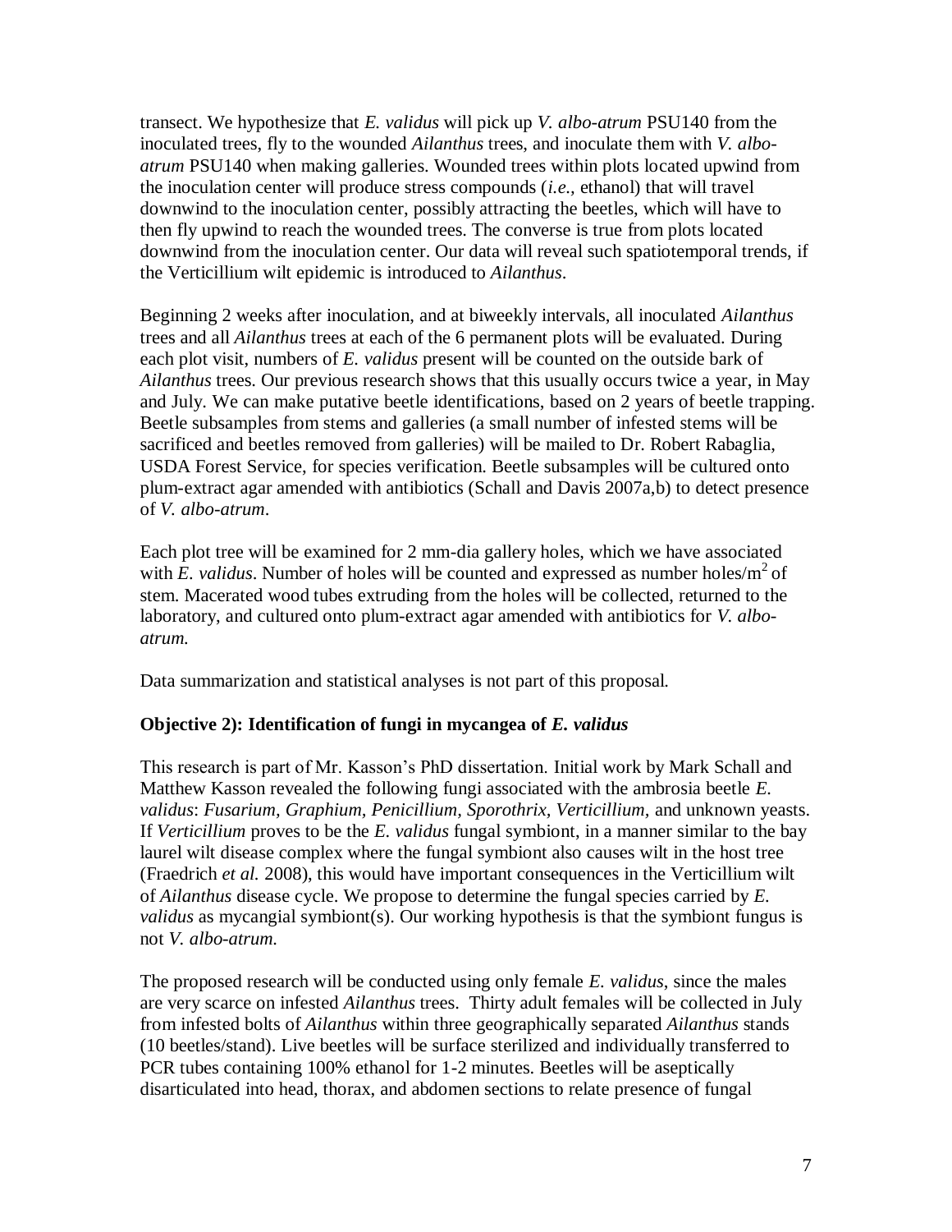transect. We hypothesize that *E. validus* will pick up *V. albo-atrum* PSU140 from the inoculated trees, fly to the wounded *Ailanthus* trees, and inoculate them with *V. albo-atrum* PSU140 when making galleries. Wounded trees within plots located upwind from the inoculation center will produce stress compounds (*i.e.*, ethanol) that will travel downwind to the inoculation center, possibly attracting the beetles, which will have to then fly upwind to reach the wounded trees. The converse is true from plots located downwind from the inoculation center. Our data will reveal such spatiotemporal trends, if the Verticillium wilt epidemic is introduced to *Ailanthus*.

Beginning 2 weeks after inoculation, and at biweekly intervals, all inoculated *Ailanthus* trees and all *Ailanthus* trees at each of the 6 permanent plots will be evaluated. During each plot visit, numbers of *E. validus* present will be counted on the outside bark of *Ailanthus* trees. Our previous research shows that this usually occurs twice a year, in May and July. We can make putative beetle identifications, based on 2 years of beetle trapping. Beetle subsamples from stems and galleries (a small number of infested stems will be sacrificed and beetles removed from galleries) will be mailed to Dr. Robert Rabaglia, USDA Forest Service, for species verification. Beetle subsamples will be cultured onto plum-extract agar amended with antibiotics (Schall and Davis 2007a,b) to detect presence of *V. albo-atrum*.

Each plot tree will be examined for 2 mm-dia gallery holes, which we have associated with *E. validus*. Number of holes will be counted and expressed as number holes/$m^2$ of stem. Macerated wood tubes extruding from the holes will be collected, returned to the laboratory, and cultured onto plum-extract agar amended with antibiotics for *V. albo-atrum.*

Data summarization and statistical analyses is not part of this proposal.

**Objective 2): Identification of fungi in mycangea of *E. validus***

This research is part of Mr. Kasson's PhD dissertation. Initial work by Mark Schall and Matthew Kasson revealed the following fungi associated with the ambrosia beetle *E. validus*: *Fusarium*, *Graphium*, *Penicillium*, *Sporothrix*, *Verticillium*, and unknown yeasts. If *Verticillium* proves to be the *E. validus* fungal symbiont, in a manner similar to the bay laurel wilt disease complex where the fungal symbiont also causes wilt in the host tree (Fraedrich *et al.* 2008), this would have important consequences in the Verticillium wilt of *Ailanthus* disease cycle. We propose to determine the fungal species carried by *E. validus* as mycangial symbiont(s). Our working hypothesis is that the symbiont fungus is not *V. albo-atrum.*

The proposed research will be conducted using only female *E. validus*, since the males are very scarce on infested *Ailanthus* trees. Thirty adult females will be collected in July from infested bolts of *Ailanthus* within three geographically separated *Ailanthus* stands (10 beetles/stand). Live beetles will be surface sterilized and individually transferred to PCR tubes containing 100% ethanol for 1-2 minutes. Beetles will be aseptically disarticulated into head, thorax, and abdomen sections to relate presence of fungal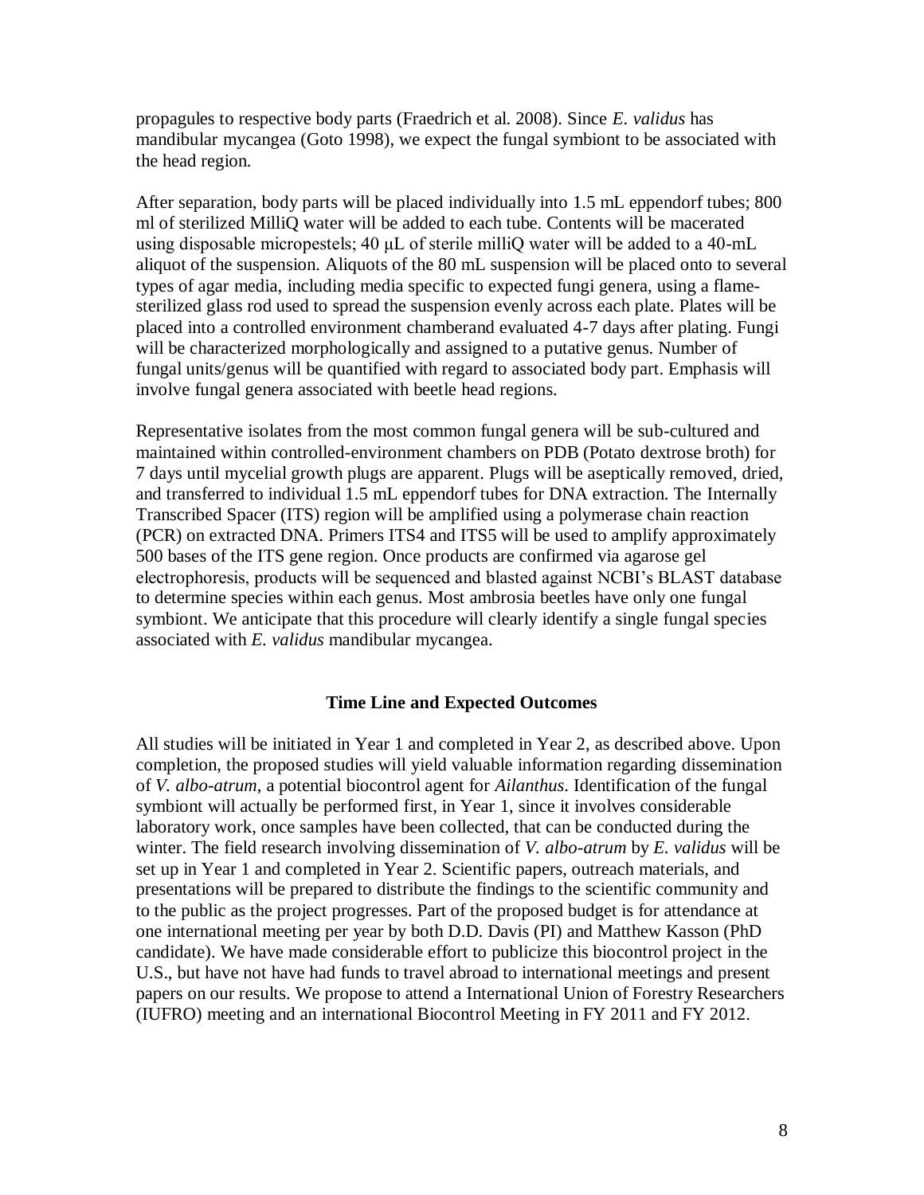propagules to respective body parts (Fraedrich et al. 2008). Since *E. validus* has mandibular mycangea (Goto 1998), we expect the fungal symbiont to be associated with the head region.

After separation, body parts will be placed individually into 1.5 mL eppendorf tubes; 800 ml of sterilized MilliQ water will be added to each tube. Contents will be macerated using disposable micropestels; 40 μL of sterile milliQ water will be added to a 40-mL aliquot of the suspension. Aliquots of the 80 mL suspension will be placed onto to several types of agar media, including media specific to expected fungi genera, using a flame-sterilized glass rod used to spread the suspension evenly across each plate. Plates will be placed into a controlled environment chamberand evaluated 4-7 days after plating. Fungi will be characterized morphologically and assigned to a putative genus. Number of fungal units/genus will be quantified with regard to associated body part. Emphasis will involve fungal genera associated with beetle head regions.

Representative isolates from the most common fungal genera will be sub-cultured and maintained within controlled-environment chambers on PDB (Potato dextrose broth) for 7 days until mycelial growth plugs are apparent. Plugs will be aseptically removed, dried, and transferred to individual 1.5 mL eppendorf tubes for DNA extraction. The Internally Transcribed Spacer (ITS) region will be amplified using a polymerase chain reaction (PCR) on extracted DNA. Primers ITS4 and ITS5 will be used to amplify approximately 500 bases of the ITS gene region. Once products are confirmed via agarose gel electrophoresis, products will be sequenced and blasted against NCBI's BLAST database to determine species within each genus. Most ambrosia beetles have only one fungal symbiont. We anticipate that this procedure will clearly identify a single fungal species associated with *E. validus* mandibular mycangea.

## Time Line and Expected Outcomes

All studies will be initiated in Year 1 and completed in Year 2, as described above. Upon completion, the proposed studies will yield valuable information regarding dissemination of *V. albo-atrum*, a potential biocontrol agent for *Ailanthus*. Identification of the fungal symbiont will actually be performed first, in Year 1, since it involves considerable laboratory work, once samples have been collected, that can be conducted during the winter. The field research involving dissemination of *V. albo-atrum* by *E. validus* will be set up in Year 1 and completed in Year 2. Scientific papers, outreach materials, and presentations will be prepared to distribute the findings to the scientific community and to the public as the project progresses. Part of the proposed budget is for attendance at one international meeting per year by both D.D. Davis (PI) and Matthew Kasson (PhD candidate). We have made considerable effort to publicize this biocontrol project in the U.S., but have not have had funds to travel abroad to international meetings and present papers on our results. We propose to attend a International Union of Forestry Researchers (IUFRO) meeting and an international Biocontrol Meeting in FY 2011 and FY 2012.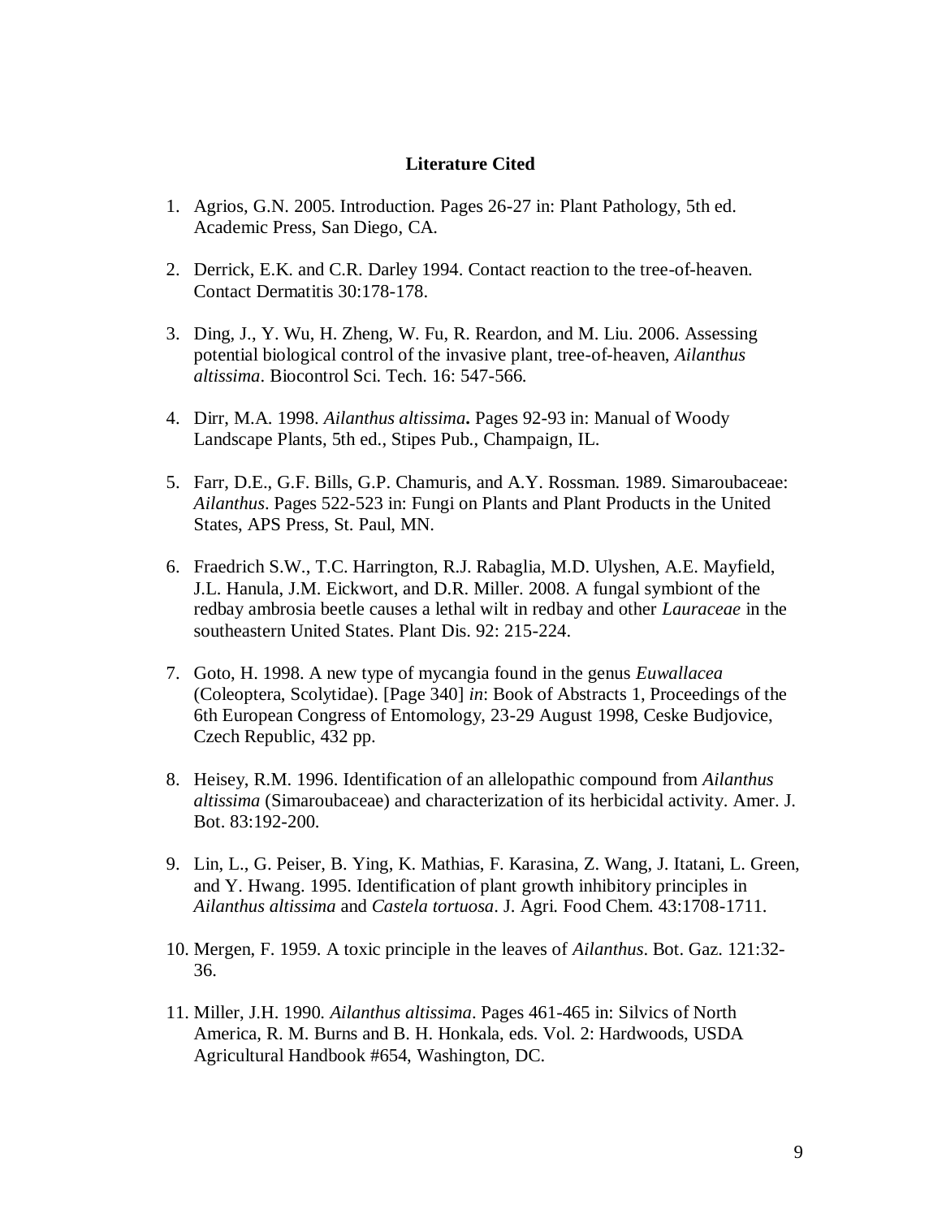**Literature Cited**

1. Agrios, G.N. 2005. Introduction. Pages 26-27 in: Plant Pathology, 5th ed. Academic Press, San Diego, CA.

2. Derrick, E.K. and C.R. Darley 1994. Contact reaction to the tree-of-heaven. Contact Dermatitis 30:178-178.

3. Ding, J., Y. Wu, H. Zheng, W. Fu, R. Reardon, and M. Liu. 2006. Assessing potential biological control of the invasive plant, tree-of-heaven, *Ailanthus altissima*. Biocontrol Sci. Tech. 16: 547-566.

4. Dirr, M.A. 1998. *Ailanthus altissima***.** Pages 92-93 in: Manual of Woody Landscape Plants, 5th ed., Stipes Pub., Champaign, IL.

5. Farr, D.E., G.F. Bills, G.P. Chamuris, and A.Y. Rossman. 1989. Simaroubaceae: *Ailanthus*. Pages 522-523 in: Fungi on Plants and Plant Products in the United States, APS Press, St. Paul, MN.

6. Fraedrich S.W., T.C. Harrington, R.J. Rabaglia, M.D. Ulyshen, A.E. Mayfield, J.L. Hanula, J.M. Eickwort, and D.R. Miller. 2008. A fungal symbiont of the redbay ambrosia beetle causes a lethal wilt in redbay and other *Lauraceae* in the southeastern United States. Plant Dis. 92: 215-224.

7. Goto, H. 1998. A new type of mycangia found in the genus *Euwallacea* (Coleoptera, Scolytidae). [Page 340] *in*: Book of Abstracts 1, Proceedings of the 6th European Congress of Entomology, 23-29 August 1998, Ceske Budjovice, Czech Republic, 432 pp.

8. Heisey, R.M. 1996. Identification of an allelopathic compound from *Ailanthus altissima* (Simaroubaceae) and characterization of its herbicidal activity. Amer. J. Bot. 83:192-200.

9. Lin, L., G. Peiser, B. Ying, K. Mathias, F. Karasina, Z. Wang, J. Itatani, L. Green, and Y. Hwang. 1995. Identification of plant growth inhibitory principles in *Ailanthus altissima* and *Castela tortuosa*. J. Agri. Food Chem. 43:1708-1711.

10. Mergen, F. 1959. A toxic principle in the leaves of *Ailanthus*. Bot. Gaz. 121:32-36.

11. Miller, J.H. 1990. *Ailanthus altissima*. Pages 461-465 in: Silvics of North America, R. M. Burns and B. H. Honkala, eds. Vol. 2: Hardwoods, USDA Agricultural Handbook #654, Washington, DC.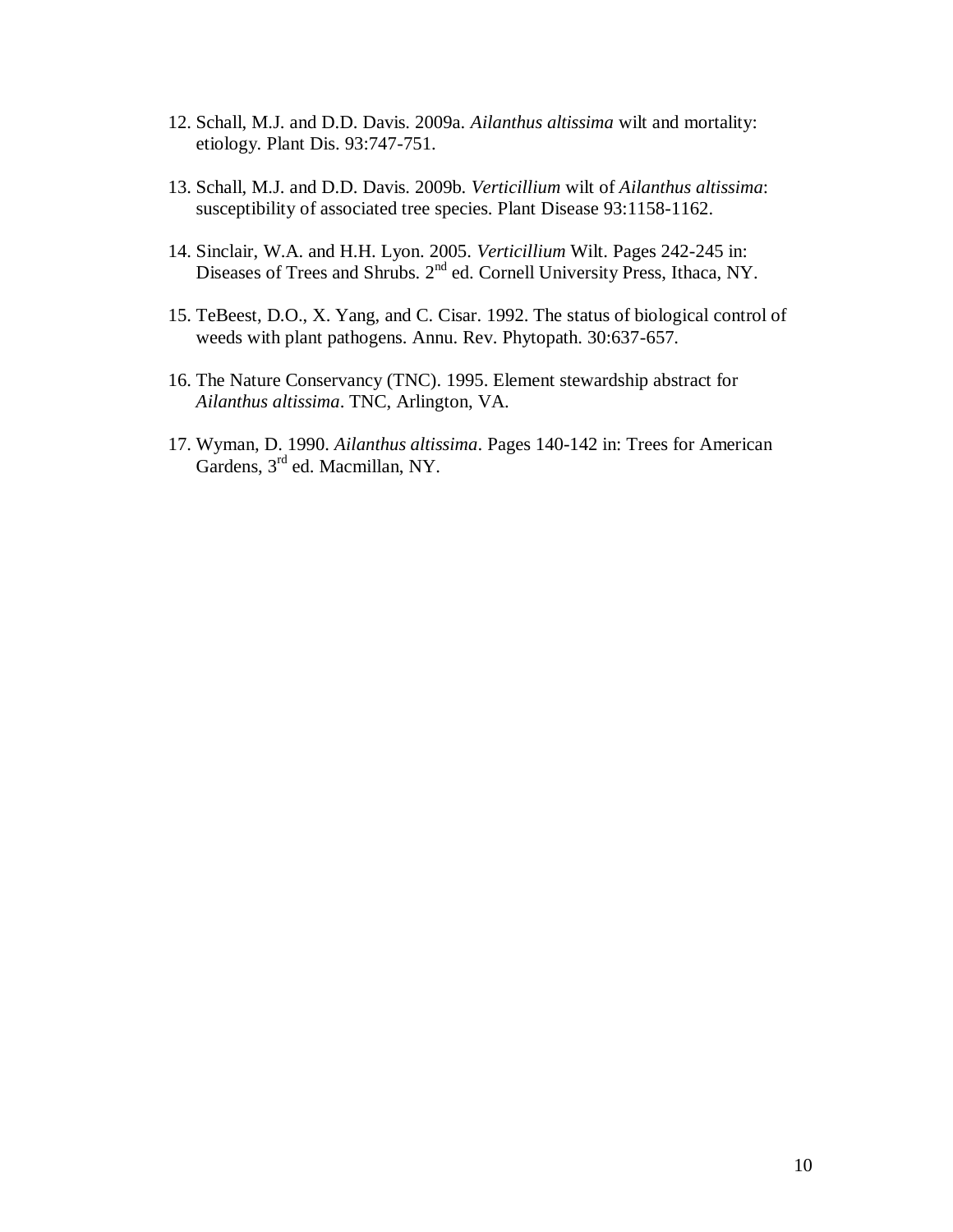12. Schall, M.J. and D.D. Davis. 2009a. *Ailanthus altissima* wilt and mortality: etiology. Plant Dis. 93:747-751.

13. Schall, M.J. and D.D. Davis. 2009b. *Verticillium* wilt of *Ailanthus altissima*: susceptibility of associated tree species. Plant Disease 93:1158-1162.

14. Sinclair, W.A. and H.H. Lyon. 2005. *Verticillium* Wilt. Pages 242-245 in: Diseases of Trees and Shrubs. 2nd ed. Cornell University Press, Ithaca, NY.

15. TeBeest, D.O., X. Yang, and C. Cisar. 1992. The status of biological control of weeds with plant pathogens. Annu. Rev. Phytopath. 30:637-657.

16. The Nature Conservancy (TNC). 1995. Element stewardship abstract for *Ailanthus altissima*. TNC, Arlington, VA.

17. Wyman, D. 1990. *Ailanthus altissima*. Pages 140-142 in: Trees for American Gardens, 3rd ed. Macmillan, NY.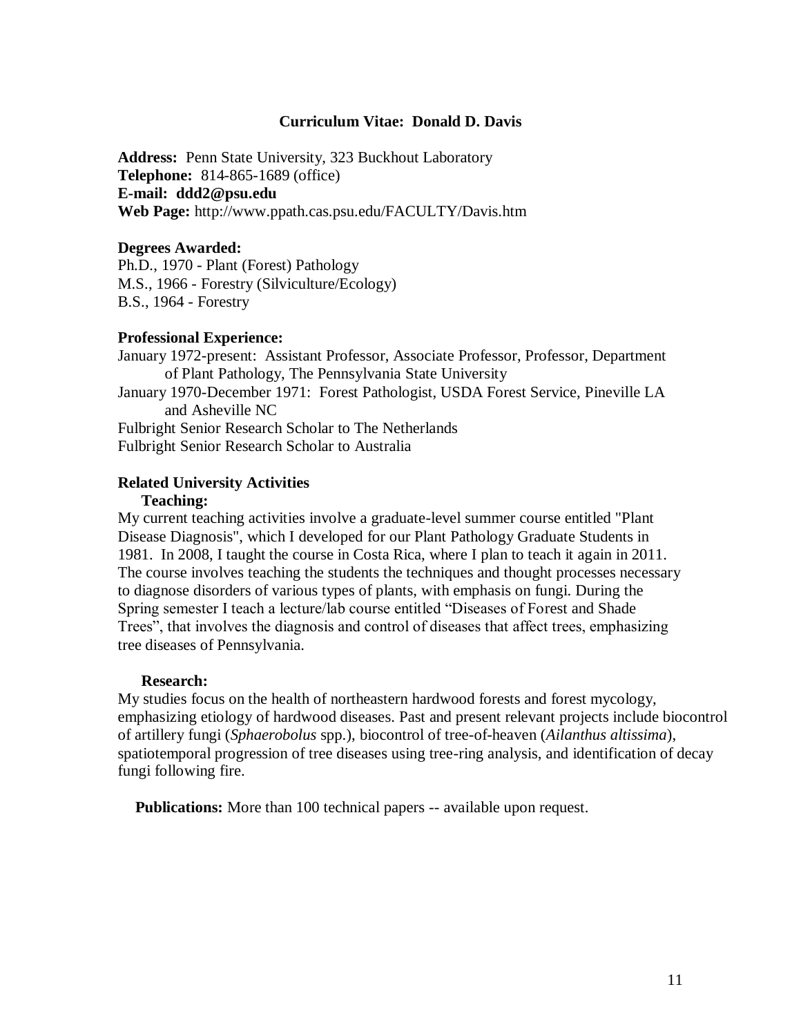# Curriculum Vitae: Donald D. Davis

**Address:** Penn State University, 323 Buckhout Laboratory
**Telephone:** 814-865-1689 (office)
**E-mail: ddd2@psu.edu**
**Web Page:** http://www.ppath.cas.psu.edu/FACULTY/Davis.htm

**Degrees Awarded:**
Ph.D., 1970 - Plant (Forest) Pathology
M.S., 1966 - Forestry (Silviculture/Ecology)
B.S., 1964 - Forestry

**Professional Experience:**
January 1972-present: Assistant Professor, Associate Professor, Professor, Department of Plant Pathology, The Pennsylvania State University
January 1970-December 1971: Forest Pathologist, USDA Forest Service, Pineville LA and Asheville NC
Fulbright Senior Research Scholar to The Netherlands
Fulbright Senior Research Scholar to Australia

**Related University Activities**

**Teaching:**
My current teaching activities involve a graduate-level summer course entitled "Plant Disease Diagnosis", which I developed for our Plant Pathology Graduate Students in 1981. In 2008, I taught the course in Costa Rica, where I plan to teach it again in 2011. The course involves teaching the students the techniques and thought processes necessary to diagnose disorders of various types of plants, with emphasis on fungi. During the Spring semester I teach a lecture/lab course entitled "Diseases of Forest and Shade Trees", that involves the diagnosis and control of diseases that affect trees, emphasizing tree diseases of Pennsylvania.

**Research:**
My studies focus on the health of northeastern hardwood forests and forest mycology, emphasizing etiology of hardwood diseases. Past and present relevant projects include biocontrol of artillery fungi (*Sphaerobolus* spp.), biocontrol of tree-of-heaven (*Ailanthus altissima*), spatiotemporal progression of tree diseases using tree-ring analysis, and identification of decay fungi following fire.

**Publications:** More than 100 technical papers -- available upon request.